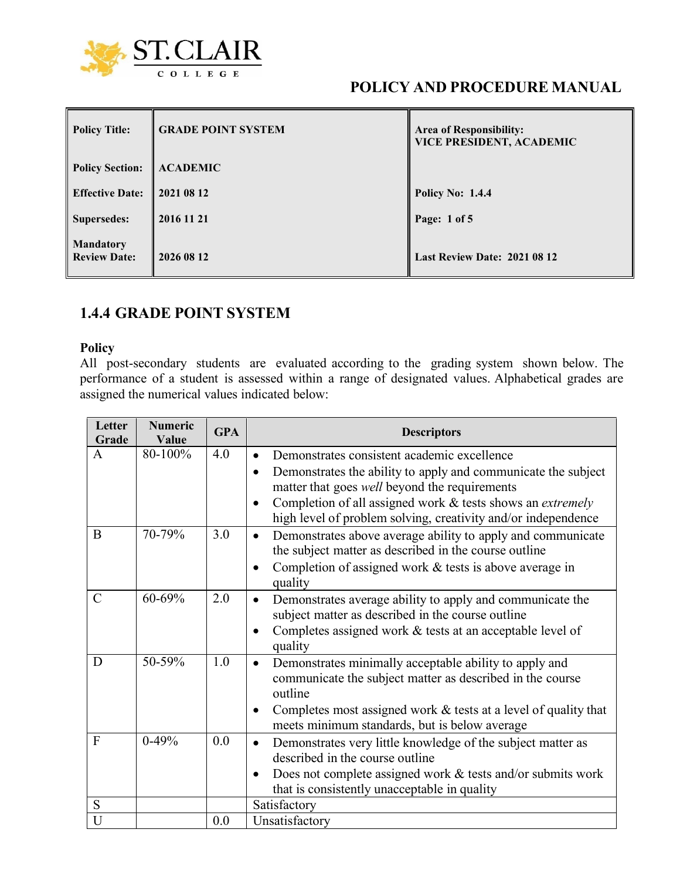ST. CLAIR COLLEGE

**POLICY AND PROCEDURE MANUAL**

| | | |
|---|---|---|
| **Policy Title:** | **GRADE POINT SYSTEM** | **Area of Responsibility: VICE PRESIDENT, ACADEMIC** |
| **Policy Section:** | **ACADEMIC** | |
| **Effective Date:** | **2021 08 12** | **Policy No: 1.4.4** |
| **Supersedes:** | **2016 11 21** | **Page: 1 of 5** |
| **Mandatory Review Date:** | **2026 08 12** | **Last Review Date: 2021 08 12** |

## 1.4.4 GRADE POINT SYSTEM

**Policy**

All post-secondary students are evaluated according to the grading system shown below. The performance of a student is assessed within a range of designated values. Alphabetical grades are assigned the numerical values indicated below:

| Letter Grade | Numeric Value | GPA | Descriptors |
|---|---|---|---|
| A | 80-100% | 4.0 | • Demonstrates consistent academic excellence<br>• Demonstrates the ability to apply and communicate the subject matter that goes *well* beyond the requirements<br>• Completion of all assigned work & tests shows an *extremely* high level of problem solving, creativity and/or independence |
| B | 70-79% | 3.0 | • Demonstrates above average ability to apply and communicate the subject matter as described in the course outline<br>• Completion of assigned work & tests is above average in quality |
| C | 60-69% | 2.0 | • Demonstrates average ability to apply and communicate the subject matter as described in the course outline<br>• Completes assigned work & tests at an acceptable level of quality |
| D | 50-59% | 1.0 | • Demonstrates minimally acceptable ability to apply and communicate the subject matter as described in the course outline<br>• Completes most assigned work & tests at a level of quality that meets minimum standards, but is below average |
| F | 0-49% | 0.0 | • Demonstrates very little knowledge of the subject matter as described in the course outline<br>• Does not complete assigned work & tests and/or submits work that is consistently unacceptable in quality |
| S | | | Satisfactory |
| U | | 0.0 | Unsatisfactory |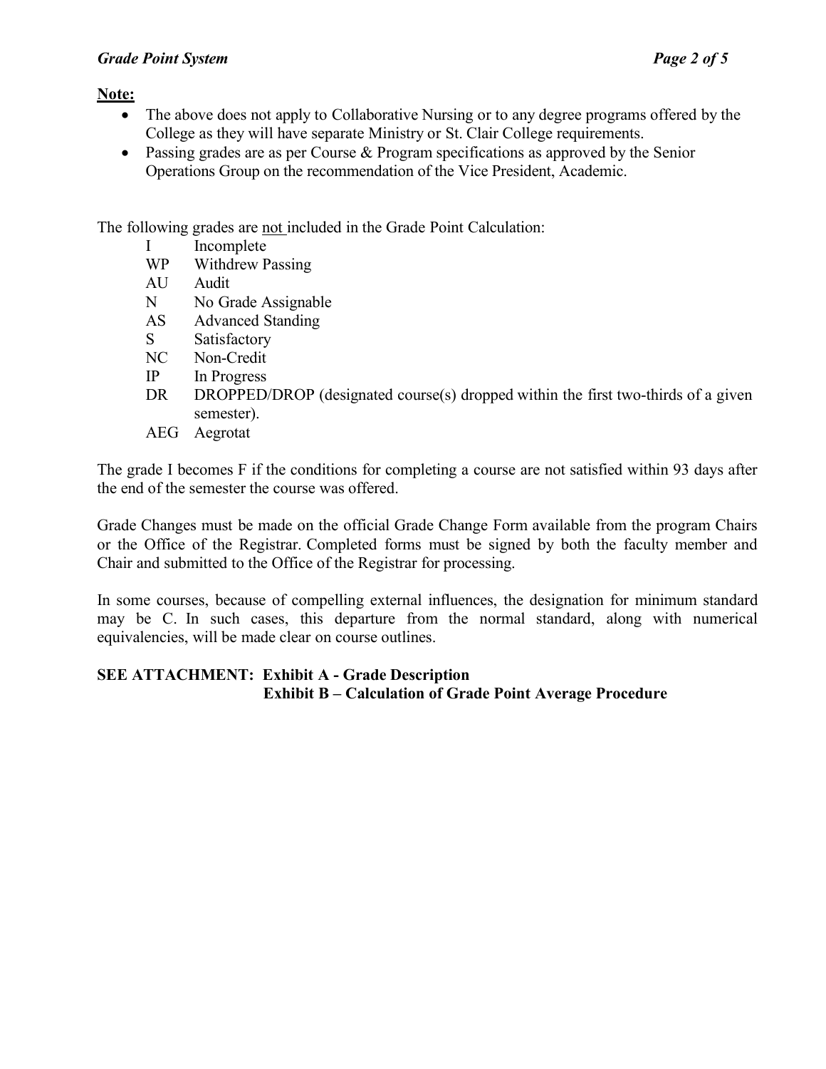**Note:**

- The above does not apply to Collaborative Nursing or to any degree programs offered by the College as they will have separate Ministry or St. Clair College requirements.
- Passing grades are as per Course & Program specifications as approved by the Senior Operations Group on the recommendation of the Vice President, Academic.

The following grades are not included in the Grade Point Calculation:

| | |
|---|---|
| I | Incomplete |
| WP | Withdrew Passing |
| AU | Audit |
| N | No Grade Assignable |
| AS | Advanced Standing |
| S | Satisfactory |
| NC | Non-Credit |
| IP | In Progress |
| DR | DROPPED/DROP (designated course(s) dropped within the first two-thirds of a given semester). |
| AEG | Aegrotat |

The grade I becomes F if the conditions for completing a course are not satisfied within 93 days after the end of the semester the course was offered.

Grade Changes must be made on the official Grade Change Form available from the program Chairs or the Office of the Registrar. Completed forms must be signed by both the faculty member and Chair and submitted to the Office of the Registrar for processing.

In some courses, because of compelling external influences, the designation for minimum standard may be C. In such cases, this departure from the normal standard, along with numerical equivalencies, will be made clear on course outlines.

**SEE ATTACHMENT: Exhibit A - Grade Description**
**Exhibit B – Calculation of Grade Point Average Procedure**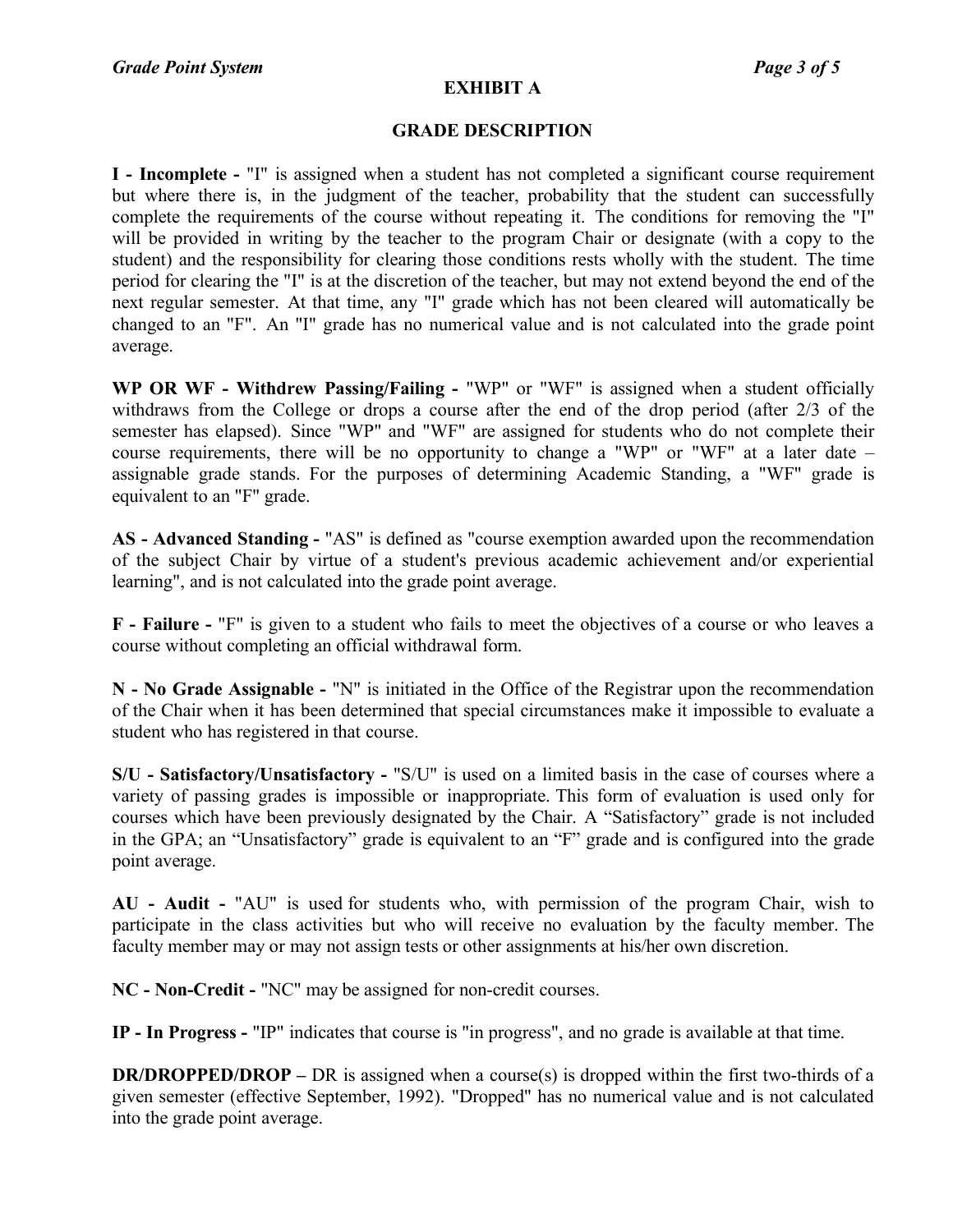## EXHIBIT A

## GRADE DESCRIPTION

**I - Incomplete -** "I" is assigned when a student has not completed a significant course requirement but where there is, in the judgment of the teacher, probability that the student can successfully complete the requirements of the course without repeating it. The conditions for removing the "I" will be provided in writing by the teacher to the program Chair or designate (with a copy to the student) and the responsibility for clearing those conditions rests wholly with the student. The time period for clearing the "I" is at the discretion of the teacher, but may not extend beyond the end of the next regular semester. At that time, any "I" grade which has not been cleared will automatically be changed to an "F". An "I" grade has no numerical value and is not calculated into the grade point average.

**WP OR WF - Withdrew Passing/Failing -** "WP" or "WF" is assigned when a student officially withdraws from the College or drops a course after the end of the drop period (after 2/3 of the semester has elapsed). Since "WP" and "WF" are assigned for students who do not complete their course requirements, there will be no opportunity to change a "WP" or "WF" at a later date – assignable grade stands. For the purposes of determining Academic Standing, a "WF" grade is equivalent to an "F" grade.

**AS - Advanced Standing -** "AS" is defined as "course exemption awarded upon the recommendation of the subject Chair by virtue of a student's previous academic achievement and/or experiential learning", and is not calculated into the grade point average.

**F - Failure -** "F" is given to a student who fails to meet the objectives of a course or who leaves a course without completing an official withdrawal form.

**N - No Grade Assignable -** "N" is initiated in the Office of the Registrar upon the recommendation of the Chair when it has been determined that special circumstances make it impossible to evaluate a student who has registered in that course.

**S/U - Satisfactory/Unsatisfactory -** "S/U" is used on a limited basis in the case of courses where a variety of passing grades is impossible or inappropriate. This form of evaluation is used only for courses which have been previously designated by the Chair. A "Satisfactory" grade is not included in the GPA; an "Unsatisfactory" grade is equivalent to an "F" grade and is configured into the grade point average.

**AU - Audit -** "AU" is used for students who, with permission of the program Chair, wish to participate in the class activities but who will receive no evaluation by the faculty member. The faculty member may or may not assign tests or other assignments at his/her own discretion.

**NC - Non-Credit -** "NC" may be assigned for non-credit courses.

**IP - In Progress -** "IP" indicates that course is "in progress", and no grade is available at that time.

**DR/DROPPED/DROP –** DR is assigned when a course(s) is dropped within the first two-thirds of a given semester (effective September, 1992). "Dropped" has no numerical value and is not calculated into the grade point average.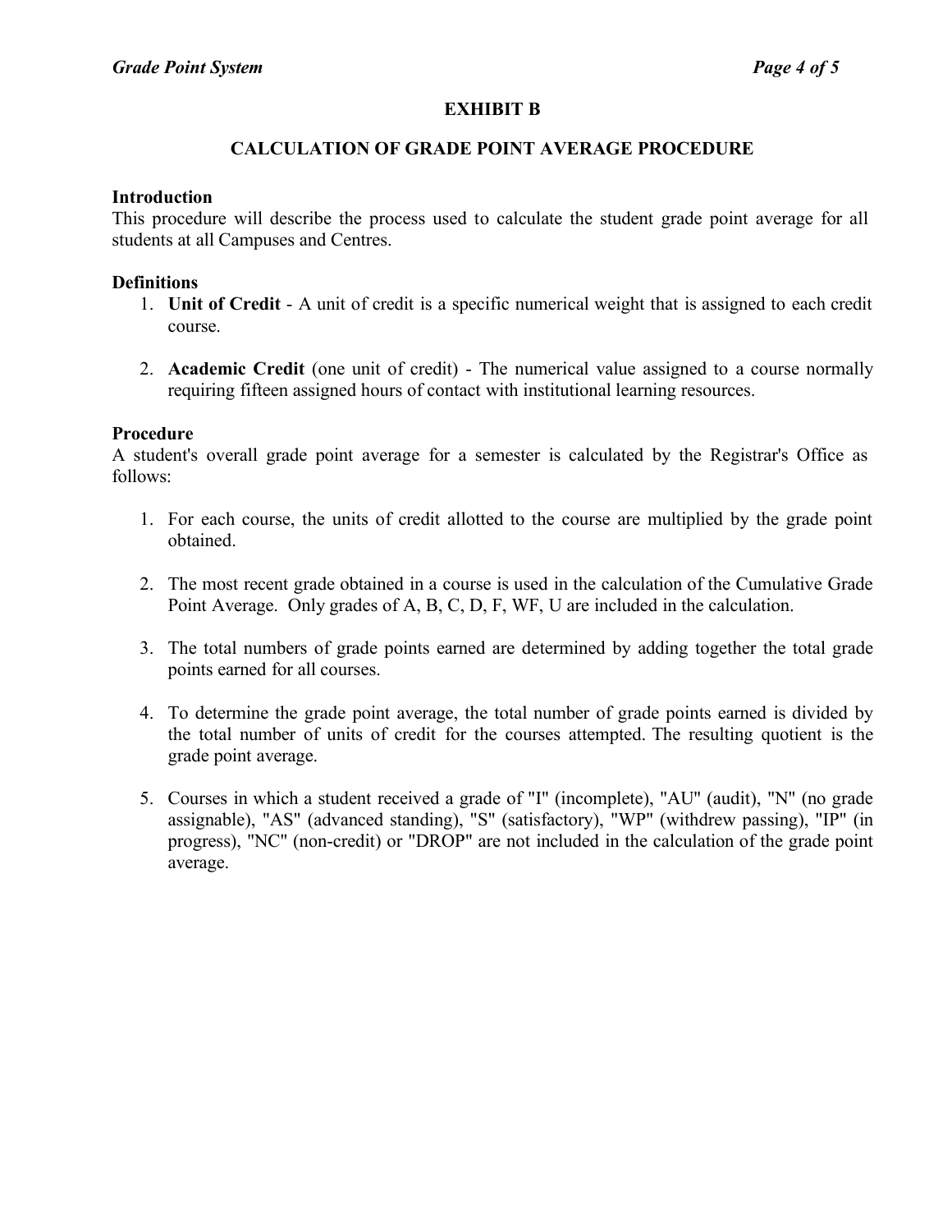## EXHIBIT B

## CALCULATION OF GRADE POINT AVERAGE PROCEDURE

### Introduction

This procedure will describe the process used to calculate the student grade point average for all students at all Campuses and Centres.

### Definitions

1. **Unit of Credit** - A unit of credit is a specific numerical weight that is assigned to each credit course.

2. **Academic Credit** (one unit of credit) - The numerical value assigned to a course normally requiring fifteen assigned hours of contact with institutional learning resources.

### Procedure

A student's overall grade point average for a semester is calculated by the Registrar's Office as follows:

1. For each course, the units of credit allotted to the course are multiplied by the grade point obtained.

2. The most recent grade obtained in a course is used in the calculation of the Cumulative Grade Point Average. Only grades of A, B, C, D, F, WF, U are included in the calculation.

3. The total numbers of grade points earned are determined by adding together the total grade points earned for all courses.

4. To determine the grade point average, the total number of grade points earned is divided by the total number of units of credit for the courses attempted. The resulting quotient is the grade point average.

5. Courses in which a student received a grade of "I" (incomplete), "AU" (audit), "N" (no grade assignable), "AS" (advanced standing), "S" (satisfactory), "WP" (withdrew passing), "IP" (in progress), "NC" (non-credit) or "DROP" are not included in the calculation of the grade point average.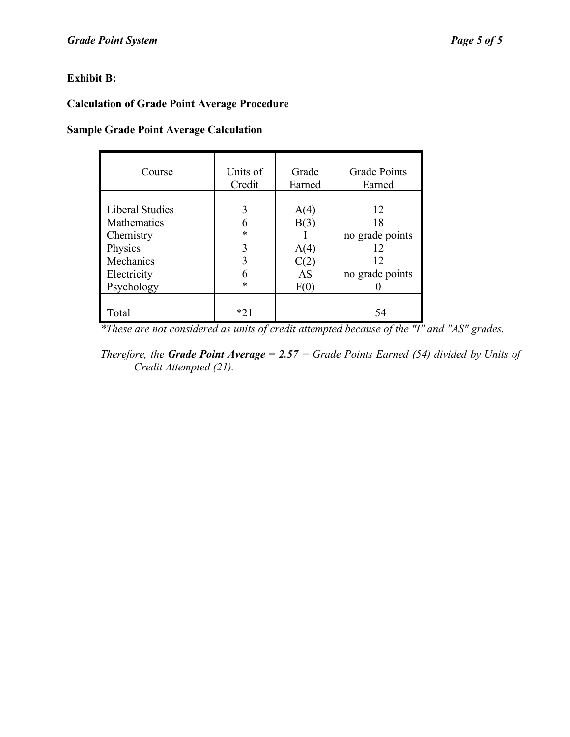**Exhibit B:**

**Calculation of Grade Point Average Procedure**

**Sample Grade Point Average Calculation**

| Course | Units of Credit | Grade Earned | Grade Points Earned |
|---|---|---|---|
| Liberal Studies | 3 | A(4) | 12 |
| Mathematics | 6 | B(3) | 18 |
| Chemistry | * | I | no grade points |
| Physics | 3 | A(4) | 12 |
| Mechanics | 3 | C(2) | 12 |
| Electricity | 6 | AS | no grade points |
| Psychology | * | F(0) | 0 |
| Total | *21 | | 54 |

*\*These are not considered as units of credit attempted because of the "I" and "AS" grades.*

*Therefore, the **Grade Point Average = 2.57** = Grade Points Earned (54) divided by Units of Credit Attempted (21).*